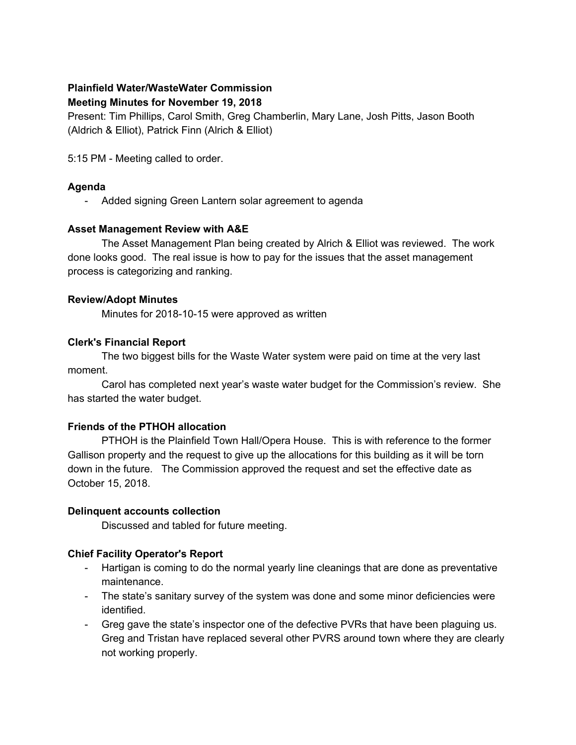**Plainfield Water/WasteWater Commission**
**Meeting Minutes for November 19, 2018**

Present: Tim Phillips, Carol Smith, Greg Chamberlin, Mary Lane, Josh Pitts, Jason Booth (Aldrich & Elliot), Patrick Finn (Alrich & Elliot)

5:15 PM - Meeting called to order.

**Agenda**

- Added signing Green Lantern solar agreement to agenda

**Asset Management Review with A&E**

The Asset Management Plan being created by Alrich & Elliot was reviewed. The work done looks good. The real issue is how to pay for the issues that the asset management process is categorizing and ranking.

**Review/Adopt Minutes**

Minutes for 2018-10-15 were approved as written

**Clerk's Financial Report**

The two biggest bills for the Waste Water system were paid on time at the very last moment.

Carol has completed next year's waste water budget for the Commission's review. She has started the water budget.

**Friends of the PTHOH allocation**

PTHOH is the Plainfield Town Hall/Opera House. This is with reference to the former Gallison property and the request to give up the allocations for this building as it will be torn down in the future. The Commission approved the request and set the effective date as October 15, 2018.

**Delinquent accounts collection**

Discussed and tabled for future meeting.

**Chief Facility Operator's Report**

- Hartigan is coming to do the normal yearly line cleanings that are done as preventative maintenance.
- The state's sanitary survey of the system was done and some minor deficiencies were identified.
- Greg gave the state's inspector one of the defective PVRs that have been plaguing us. Greg and Tristan have replaced several other PVRS around town where they are clearly not working properly.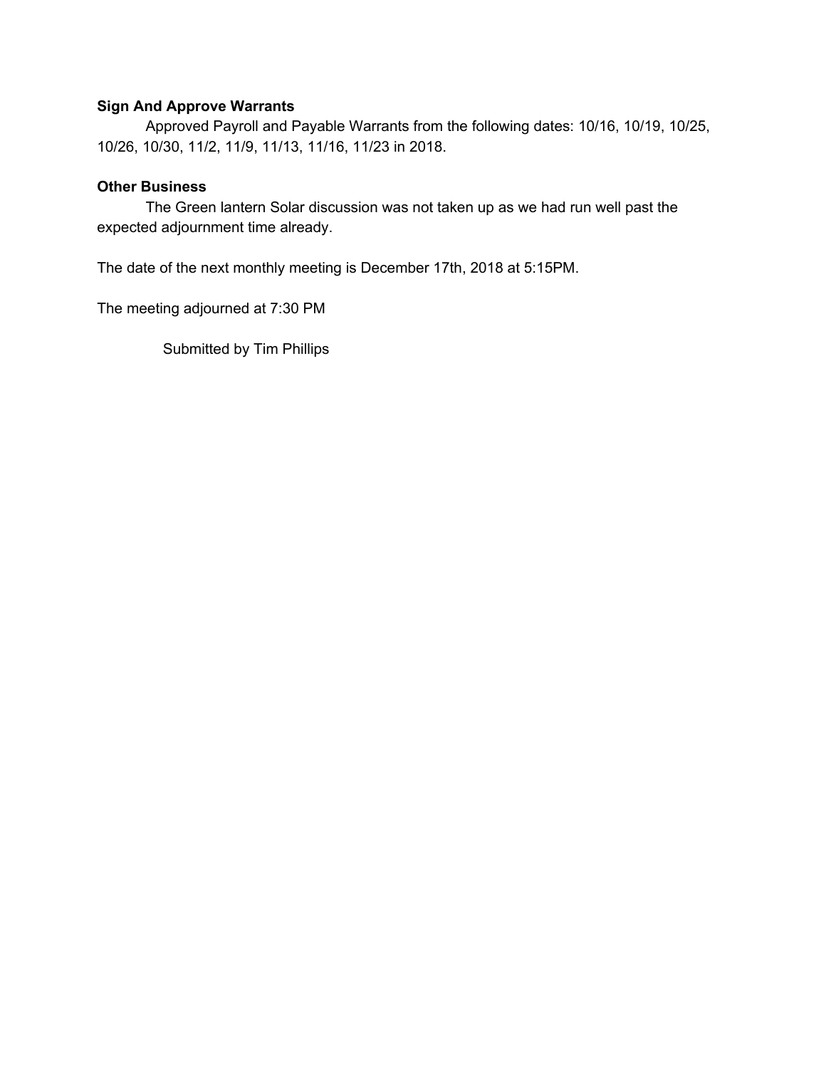**Sign And Approve Warrants**

Approved Payroll and Payable Warrants from the following dates: 10/16, 10/19, 10/25, 10/26, 10/30, 11/2, 11/9, 11/13, 11/16, 11/23 in 2018.

**Other Business**

The Green lantern Solar discussion was not taken up as we had run well past the expected adjournment time already.

The date of the next monthly meeting is December 17th, 2018 at 5:15PM.

The meeting adjourned at 7:30 PM

Submitted by Tim Phillips